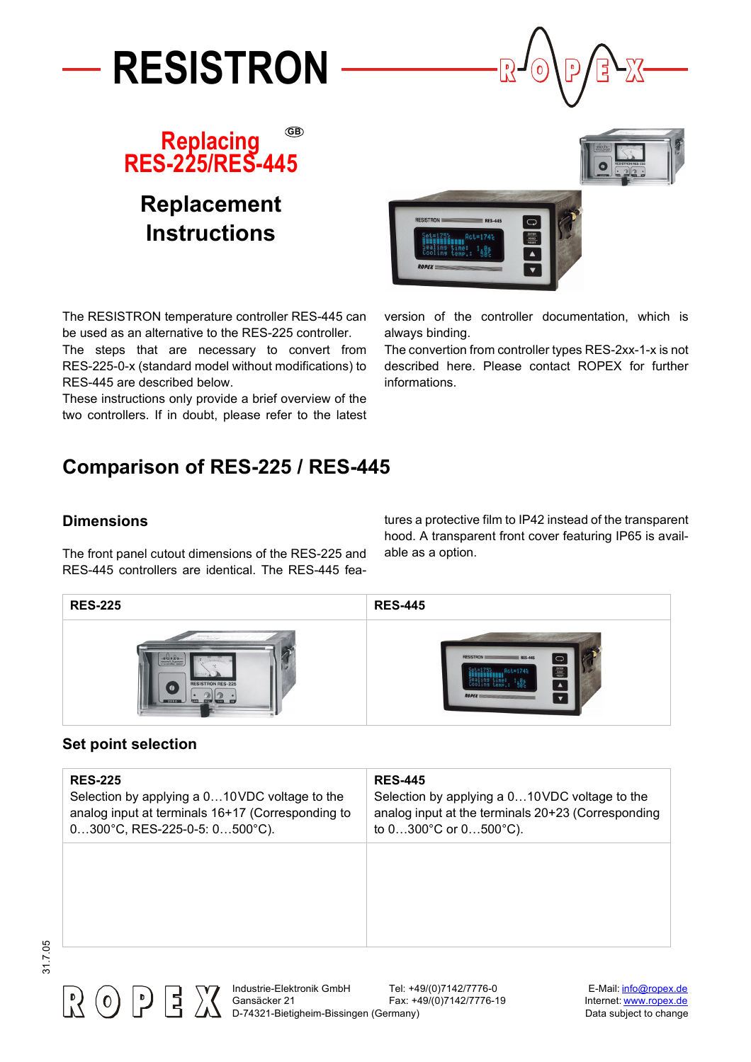# RESISTRON

## Replacing RES-225/RES-445

GB

## Replacement Instructions

The RESISTRON temperature controller RES-445 can be used as an alternative to the RES-225 controller.

The steps that are necessary to convert from RES-225-0-x (standard model without modifications) to RES-445 are described below.

These instructions only provide a brief overview of the two controllers. If in doubt, please refer to the latest version of the controller documentation, which is always binding.

The convertion from controller types RES-2xx-1-x is not described here. Please contact ROPEX for further informations.

## Comparison of RES-225 / RES-445

### Dimensions

The front panel cutout dimensions of the RES-225 and RES-445 controllers are identical. The RES-445 features a protective film to IP42 instead of the transparent hood. A transparent front cover featuring IP65 is available as a option.

| RES-225 | RES-445 |
|---|---|
| | |

### Set point selection

| RES-225 | RES-445 |
|---|---|
| Selection by applying a 0…10VDC voltage to the analog input at terminals 16+17 (Corresponding to 0…300°C, RES-225-0-5: 0…500°C). | Selection by applying a 0…10VDC voltage to the analog input at the terminals 20+23 (Corresponding to 0…300°C or 0…500°C). |
| | |

31.7.05

Industrie-Elektronik GmbH
Gansäcker 21
D-74321-Bietigheim-Bissingen (Germany)

Tel: +49/(0)7142/7776-0
Fax: +49/(0)7142/7776-19

E-Mail: info@ropex.de
Internet: www.ropex.de
Data subject to change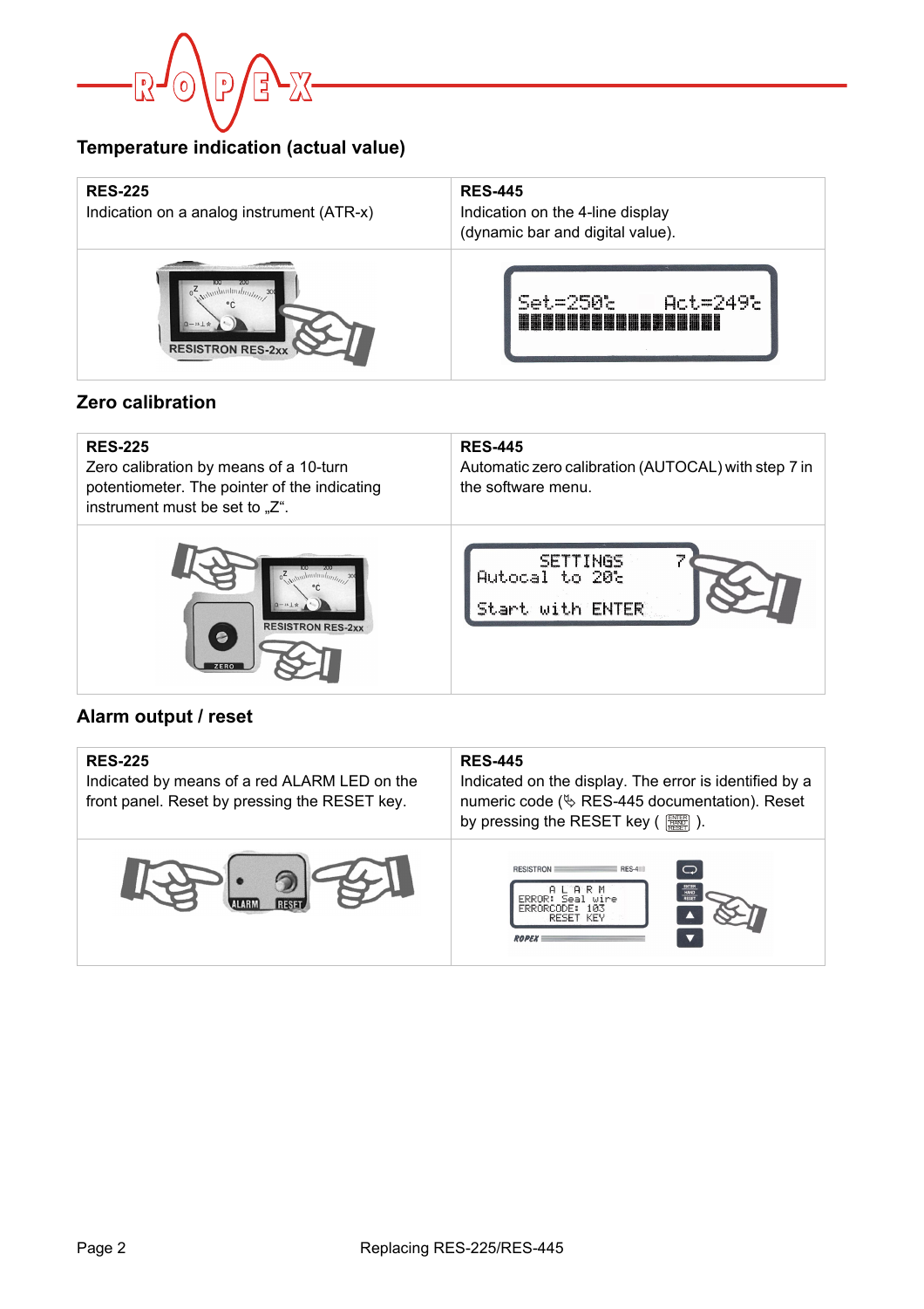## Temperature indication (actual value)

| **RES-225**<br>Indication on a analog instrument (ATR-x) | **RES-445**<br>Indication on the 4-line display<br>(dynamic bar and digital value). |
|---|---|
| | |

## Zero calibration

| **RES-225**<br>Zero calibration by means of a 10-turn potentiometer. The pointer of the indicating instrument must be set to „Z". | **RES-445**<br>Automatic zero calibration (AUTOCAL) with step 7 in the software menu. |
|---|---|
| | |

## Alarm output / reset

| **RES-225**<br>Indicated by means of a red ALARM LED on the front panel. Reset by pressing the RESET key. | **RES-445**<br>Indicated on the display. The error is identified by a numeric code (✎ RES-445 documentation). Reset by pressing the RESET key ( ENTER HAND RESET ). |
|---|---|
| | |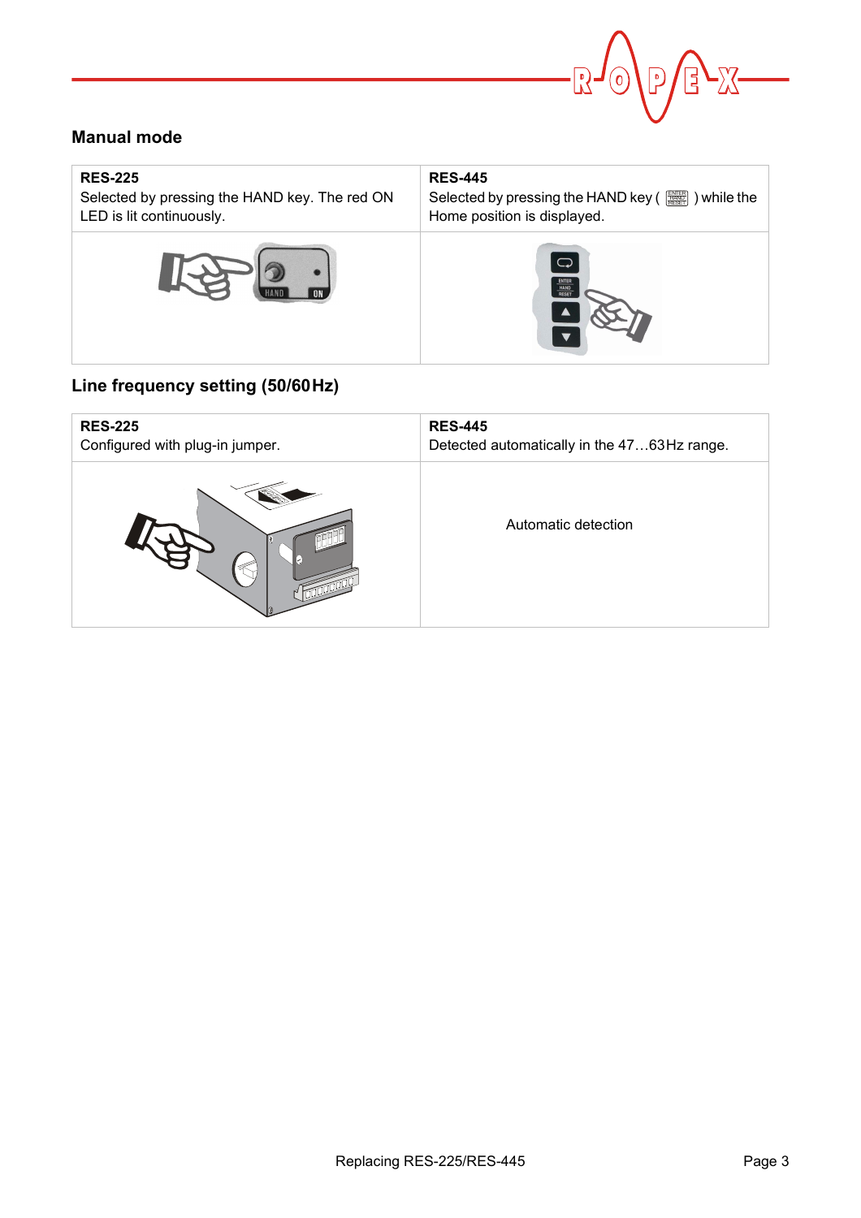## Manual mode

| RES-225 | RES-445 |
|---|---|
| Selected by pressing the HAND key. The red ON LED is lit continuously. | Selected by pressing the HAND key ( ENTER HAND RESET ) while the Home position is displayed. |
| | |

## Line frequency setting (50/60Hz)

| RES-225 | RES-445 |
|---|---|
| Configured with plug-in jumper. | Detected automatically in the 47…63Hz range. |
| | Automatic detection |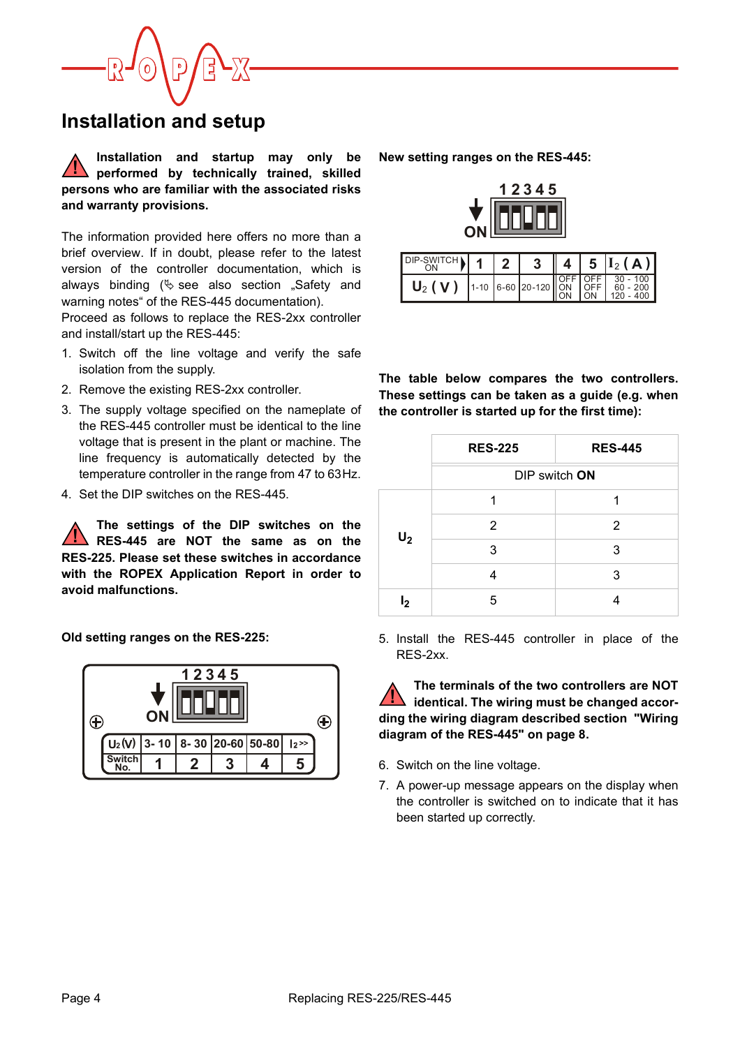# Installation and setup

⚠ **Installation and startup may only be performed by technically trained, skilled persons who are familiar with the associated risks and warranty provisions.**

The information provided here offers no more than a brief overview. If in doubt, please refer to the latest version of the controller documentation, which is always binding (✎ see also section „Safety and warning notes“ of the RES-445 documentation).
Proceed as follows to replace the RES-2xx controller and install/start up the RES-445:

1. Switch off the line voltage and verify the safe isolation from the supply.
2. Remove the existing RES-2xx controller.
3. The supply voltage specified on the nameplate of the RES-445 controller must be identical to the line voltage that is present in the plant or machine. The line frequency is automatically detected by the temperature controller in the range from 47 to 63 Hz.
4. Set the DIP switches on the RES-445.

⚠ **The settings of the DIP switches on the RES-445 are NOT the same as on the RES-225. Please set these switches in accordance with the ROPEX Application Report in order to avoid malfunctions.**

**Old setting ranges on the RES-225:**

| $U_2$ (V) | 3- 10 | 8- 30 | 20-60 | 50-80 | $I_2$ >> |
|---|---|---|---|---|---|
| Switch No. | 1 | 2 | 3 | 4 | 5 |

**New setting ranges on the RES-445:**

| DIP-SWITCH ON | 1 | 2 | 3 | 4 | 5 | $I_2$ ( A ) |
|---|---|---|---|---|---|---|
| $U_2$ ( V ) | 1-10 | 6-60 | 20-120 | OFF<br>ON<br>ON | OFF<br>OFF<br>ON | 30 - 100<br>60 - 200<br>120 - 400 |

**The table below compares the two controllers. These settings can be taken as a guide (e.g. when the controller is started up for the first time):**

| | RES-225 | RES-445 |
|---|---|---|
| | DIP switch **ON** | |
| $U_2$ | 1 | 1 |
| | 2 | 2 |
| | 3 | 3 |
| | 4 | 3 |
| $I_2$ | 5 | 4 |

5. Install the RES-445 controller in place of the RES-2xx.

⚠ **The terminals of the two controllers are NOT identical. The wiring must be changed according the wiring diagram described section "Wiring diagram of the RES-445" on page 8.**

6. Switch on the line voltage.
7. A power-up message appears on the display when the controller is switched on to indicate that it has been started up correctly.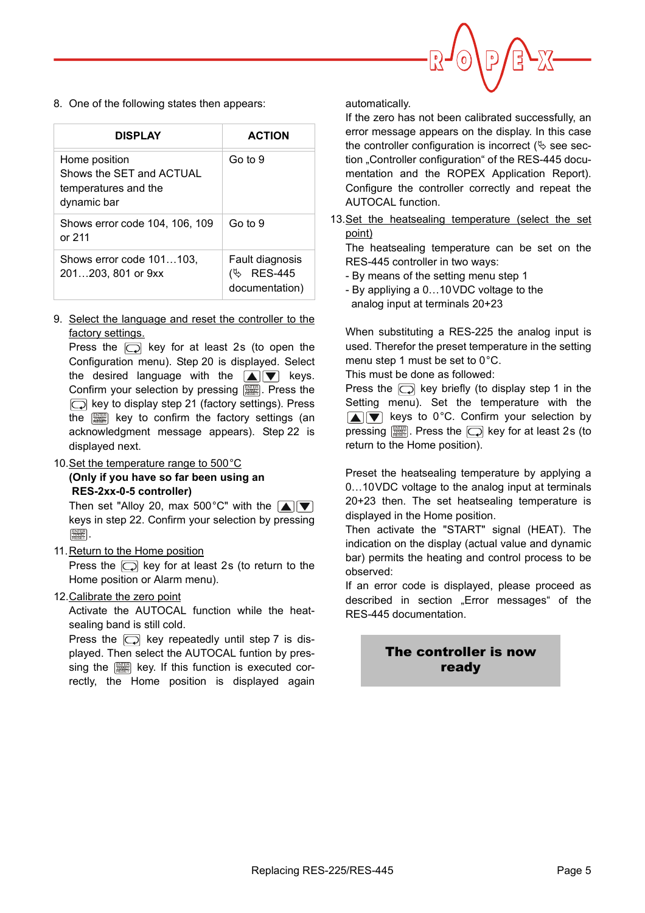8. One of the following states then appears:

| DISPLAY | ACTION |
|---|---|
| Home position Shows the SET and ACTUAL temperatures and the dynamic bar | Go to 9 |
| Shows error code 104, 106, 109 or 211 | Go to 9 |
| Shows error code 101…103, 201…203, 801 or 9xx | Fault diagnosis (✎ RES-445 documentation) |

9. Select the language and reset the controller to the factory settings.
   Press the key for at least 2s (to open the Configuration menu). Step 20 is displayed. Select the desired language with the ▲▼ keys. Confirm your selection by pressing ENTER. Press the key to display step 21 (factory settings). Press the ENTER key to confirm the factory settings (an acknowledgment message appears). Step 22 is displayed next.

10. Set the temperature range to 500°C
    **(Only if you have so far been using an RES-2xx-0-5 controller)**
    Then set "Alloy 20, max 500°C" with the ▲▼ keys in step 22. Confirm your selection by pressing ENTER.

11. Return to the Home position
    Press the key for at least 2s (to return to the Home position or Alarm menu).

12. Calibrate the zero point
    Activate the AUTOCAL function while the heatsealing band is still cold.
    Press the key repeatedly until step 7 is displayed. Then select the AUTOCAL funtion by pressing the ENTER key. If this function is executed correctly, the Home position is displayed again automatically.
    If the zero has not been calibrated successfully, an error message appears on the display. In this case the controller configuration is incorrect (✎ see section „Controller configuration“ of the RES-445 documentation and the ROPEX Application Report). Configure the controller correctly and repeat the AUTOCAL function.

13. Set the heatsealing temperature (select the set point)
    The heatsealing temperature can be set on the RES-445 controller in two ways:
    - By means of the setting menu step 1
    - By applying a 0…10VDC voltage to the analog input at terminals 20+23

    When substituting a RES-225 the analog input is used. Therefor the preset temperature in the setting menu step 1 must be set to 0°C.
    This must be done as followed:
    Press the key briefly (to display step 1 in the Setting menu). Set the temperature with the ▲▼ keys to 0°C. Confirm your selection by pressing ENTER. Press the key for at least 2s (to return to the Home position).

    Preset the heatsealing temperature by applying a 0…10VDC voltage to the analog input at terminals 20+23 then. The set heatsealing temperature is displayed in the Home position.
    Then activate the "START" signal (HEAT). The indication on the display (actual value and dynamic bar) permits the heating and control process to be observed:
    If an error code is displayed, please proceed as described in section „Error messages“ of the RES-445 documentation.

**The controller is now ready**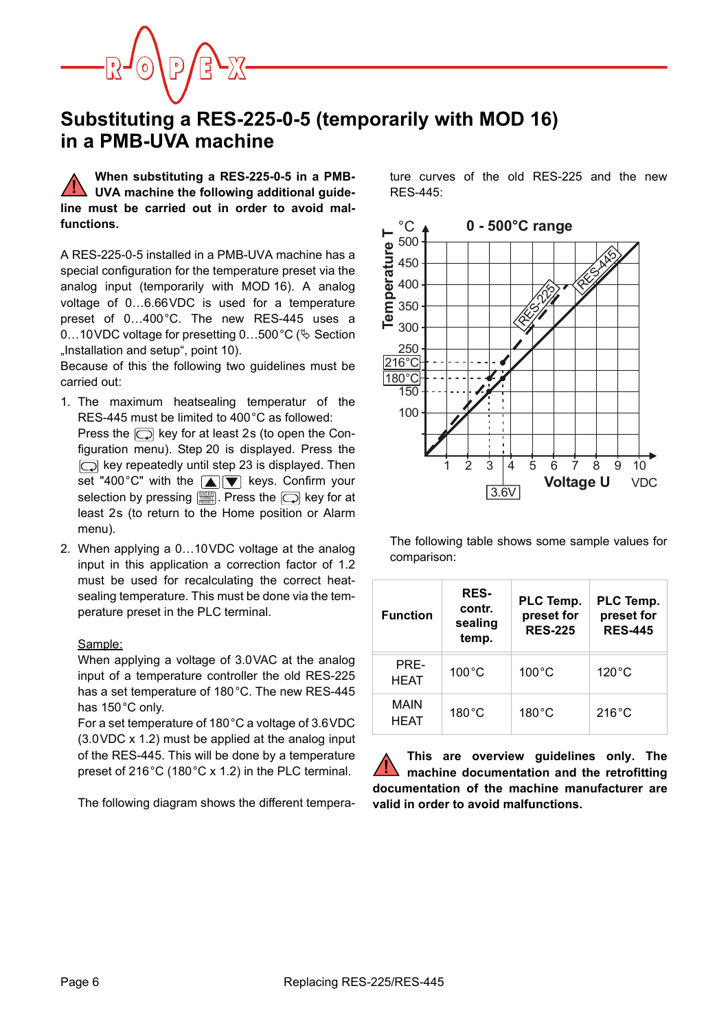# Substituting a RES-225-0-5 (temporarily with MOD 16) in a PMB-UVA machine

**When substituting a RES-225-0-5 in a PMB-UVA machine the following additional guideline must be carried out in order to avoid malfunctions.**

A RES-225-0-5 installed in a PMB-UVA machine has a special configuration for the temperature preset via the analog input (temporarily with MOD 16). A analog voltage of 0…6.66VDC is used for a temperature preset of 0…400°C. The new RES-445 uses a 0…10VDC voltage for presetting 0…500°C (✎ Section „Installation and setup", point 10).
Because of this the following two guidelines must be carried out:

1. The maximum heatsealing temperatur of the RES-445 must be limited to 400°C as followed: Press the key for at least 2s (to open the Configuration menu). Step 20 is displayed. Press the key repeatedly until step 23 is displayed. Then set "400°C" with the ▲▼ keys. Confirm your selection by pressing ENTER/HAND/RESET. Press the key for at least 2s (to return to the Home position or Alarm menu).
2. When applying a 0…10VDC voltage at the analog input in this application a correction factor of 1.2 must be used for recalculating the correct heatsealing temperature. This must be done via the temperature preset in the PLC terminal.

   Sample:
   When applying a voltage of 3.0VAC at the analog input of a temperature controller the old RES-225 has a set temperature of 180°C. The new RES-445 has 150°C only.
   For a set temperature of 180°C a voltage of 3.6VDC (3.0VDC x 1.2) must be applied at the analog input of the RES-445. This will be done by a temperature preset of 216°C (180°C x 1.2) in the PLC terminal.

   The following diagram shows the different temperature curves of the old RES-225 and the new RES-445:

**0 - 500°C range**

(Diagram: Temperature T in °C (100–500, marked 180°C and 216°C) vs. Voltage U in VDC (1–10, marked 3.6V); curves RES-225 and RES-445)

The following table shows some sample values for comparison:

| Function | RES-contr. sealing temp. | PLC Temp. preset for RES-225 | PLC Temp. preset for RES-445 |
|---|---|---|---|
| PRE-HEAT | 100°C | 100°C | 120°C |
| MAIN HEAT | 180°C | 180°C | 216°C |

**This are overview guidelines only. The machine documentation and the retrofitting documentation of the machine manufacturer are valid in order to avoid malfunctions.**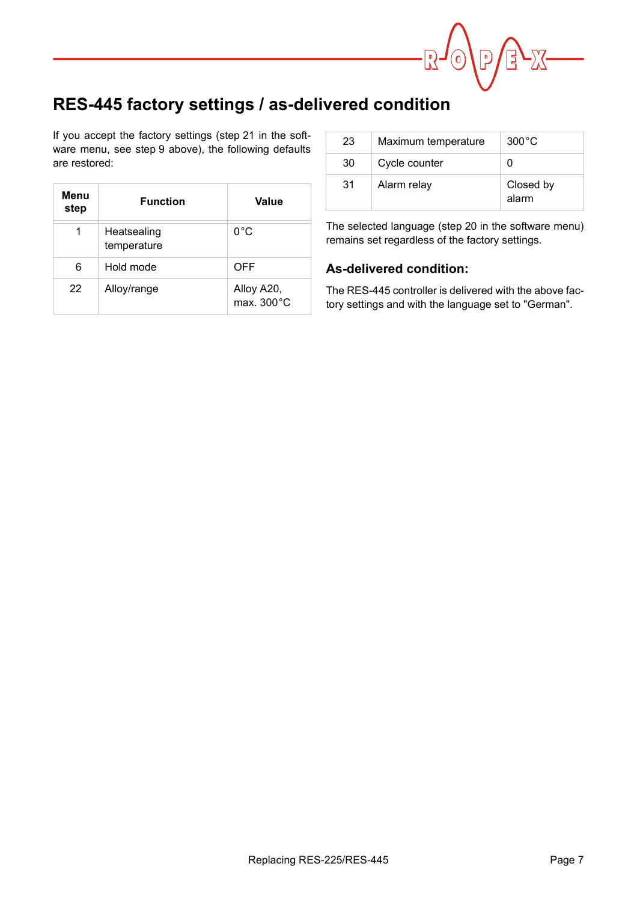# RES-445 factory settings / as-delivered condition

If you accept the factory settings (step 21 in the software menu, see step 9 above), the following defaults are restored:

| Menu step | Function | Value |
|---|---|---|
| 1 | Heatsealing temperature | 0 °C |
| 6 | Hold mode | OFF |
| 22 | Alloy/range | Alloy A20, max. 300 °C |
| 23 | Maximum temperature | 300 °C |
| 30 | Cycle counter | 0 |
| 31 | Alarm relay | Closed by alarm |

The selected language (step 20 in the software menu) remains set regardless of the factory settings.

## As-delivered condition:

The RES-445 controller is delivered with the above factory settings and with the language set to "German".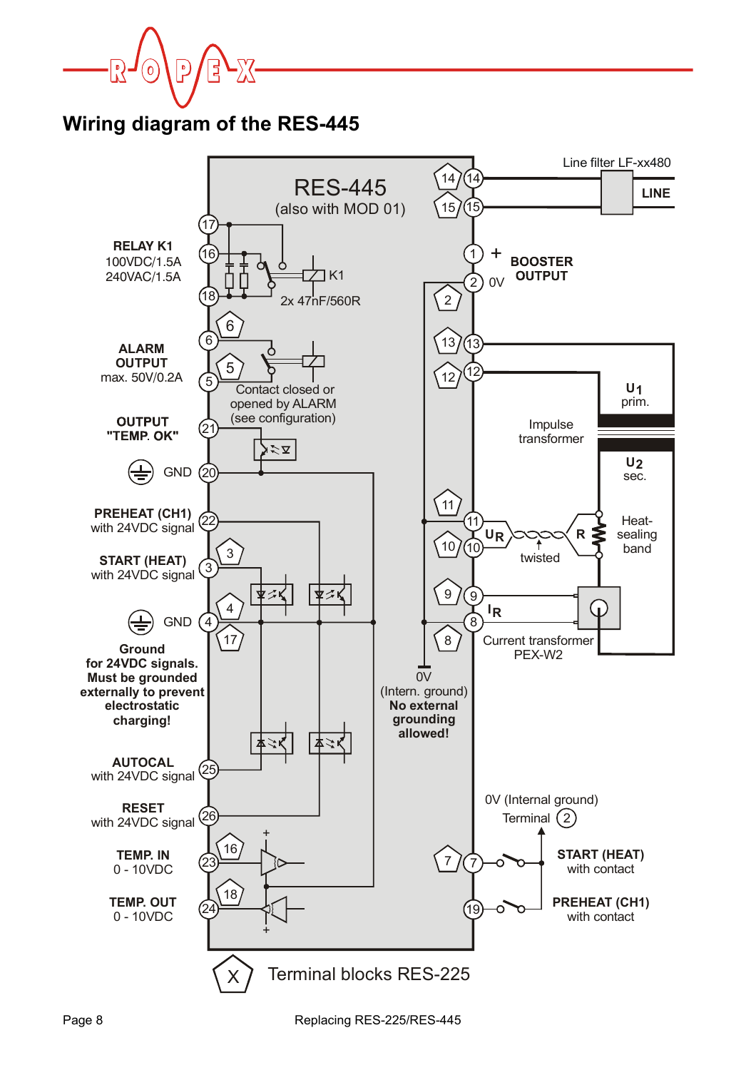# Wiring diagram of the RES-445

RES-445
(also with MOD 01)

Line filter LF-xx480

LINE

**RELAY K1**
100VDC/1.5A
240VAC/1.5A

2x 47nF/560R

K1

**BOOSTER OUTPUT**

+

0V

**ALARM OUTPUT**
max. 50V/0.2A

Contact closed or opened by ALARM (see configuration)

**OUTPUT "TEMP. OK"**

GND

$U_1$
prim.

Impulse transformer

$U_2$
sec.

**PREHEAT (CH1)**
with 24VDC signal

**START (HEAT)**
with 24VDC signal

GND

$U_R$

twisted

R

Heat-sealing band

$I_R$

Current transformer PEX-W2

**Ground for 24VDC signals. Must be grounded externally to prevent electrostatic charging!**

0V
(Intern. ground)
**No external grounding allowed!**

**AUTOCAL**
with 24VDC signal

**RESET**
with 24VDC signal

0V (Internal ground)
Terminal 2

**TEMP. IN**
0 - 10VDC

**START (HEAT)**
with contact

**TEMP. OUT**
0 - 10VDC

**PREHEAT (CH1)**
with contact

X Terminal blocks RES-225

Replacing RES-225/RES-445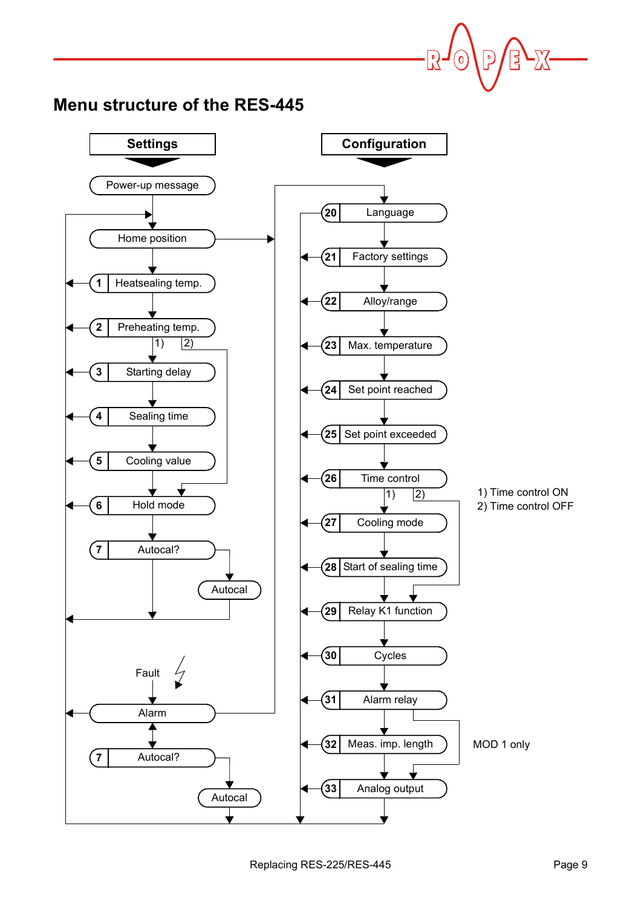# Menu structure of the RES-445

Settings

Power-up message

Home position

1 Heatsealing temp.

2 Preheating temp.

1) 2)

3 Starting delay

4 Sealing time

5 Cooling value

6 Hold mode

7 Autocal?

Autocal

Fault

Alarm

7 Autocal?

Autocal

Configuration

20 Language

21 Factory settings

22 Alloy/range

23 Max. temperature

24 Set point reached

25 Set point exceeded

26 Time control

1) 2)

27 Cooling mode

28 Start of sealing time

29 Relay K1 function

30 Cycles

31 Alarm relay

32 Meas. imp. length

33 Analog output

1) Time control ON
2) Time control OFF

MOD 1 only

Replacing RES-225/RES-445